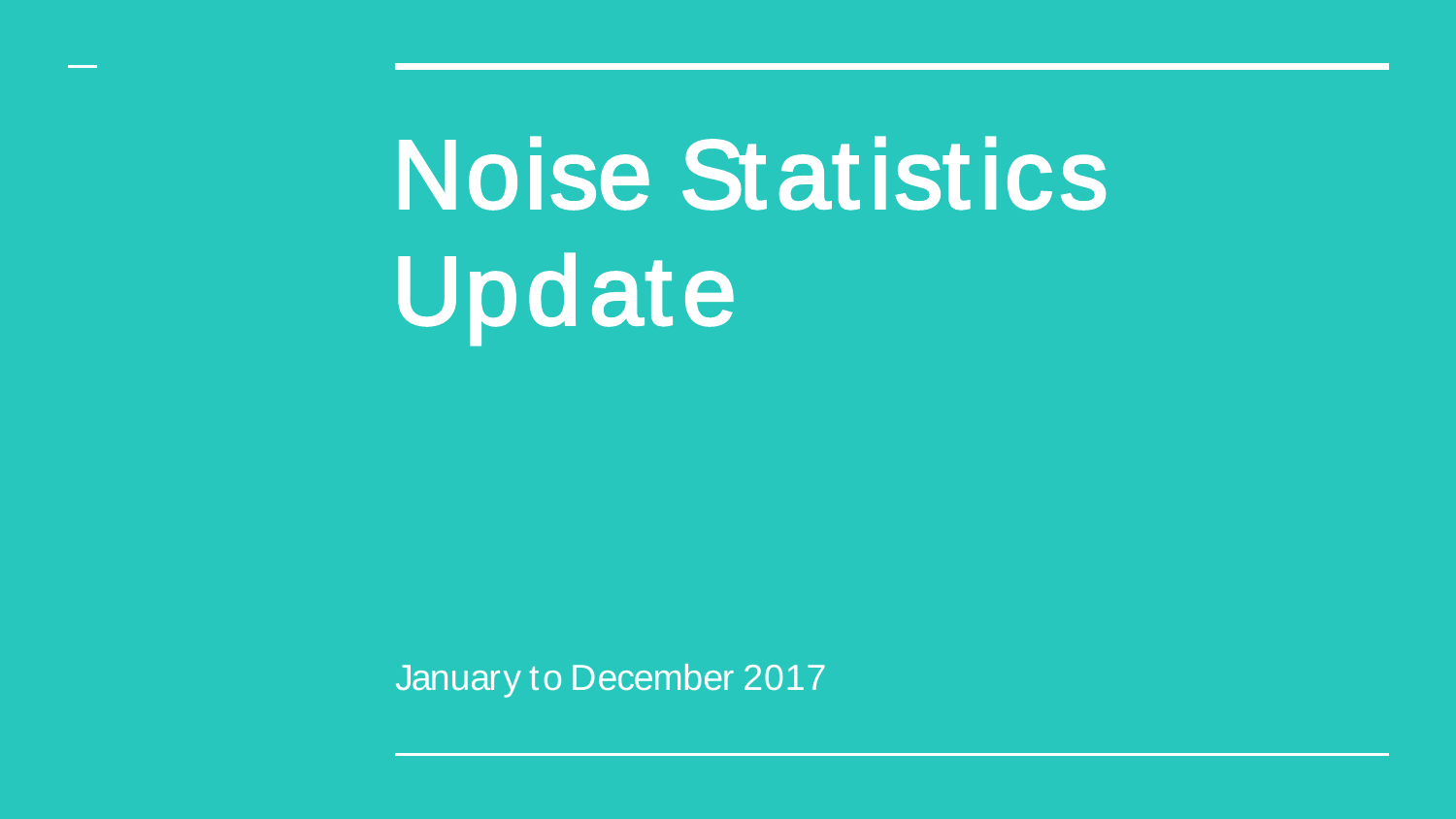# Noise Statistics Update

January to December 2017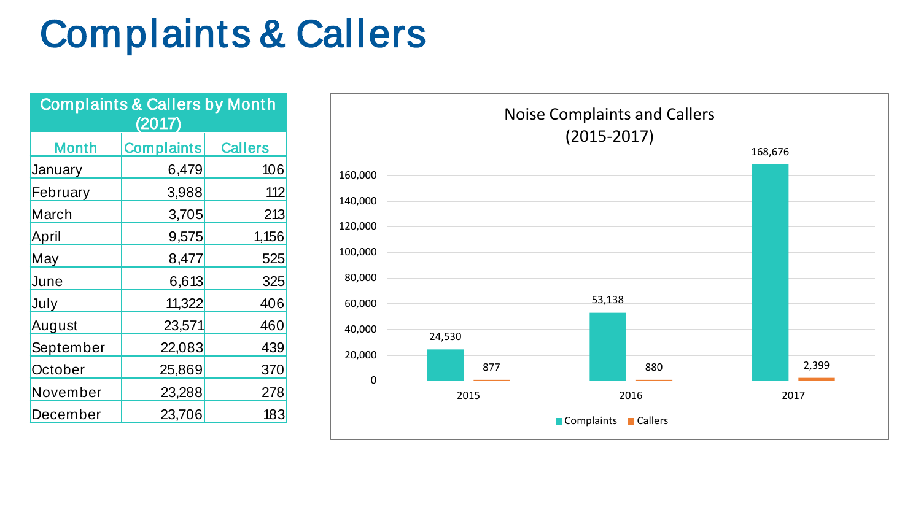# Complaints & Callers

| Complaints & Callers by Month (2017) | | |
|---|---|---|
| Month | Complaints | Callers |
| January | 6,479 | 106 |
| February | 3,988 | 112 |
| March | 3,705 | 213 |
| April | 9,575 | 1,156 |
| May | 8,477 | 525 |
| June | 6,613 | 325 |
| July | 11,322 | 406 |
| August | 23,571 | 460 |
| September | 22,083 | 439 |
| October | 25,869 | 370 |
| November | 23,288 | 278 |
| December | 23,706 | 183 |

Noise Complaints and Callers (2015-2017)

| Year | Complaints | Callers |
|---|---|---|
| 2015 | 24,530 | 877 |
| 2016 | 53,138 | 880 |
| 2017 | 168,676 | 2,399 |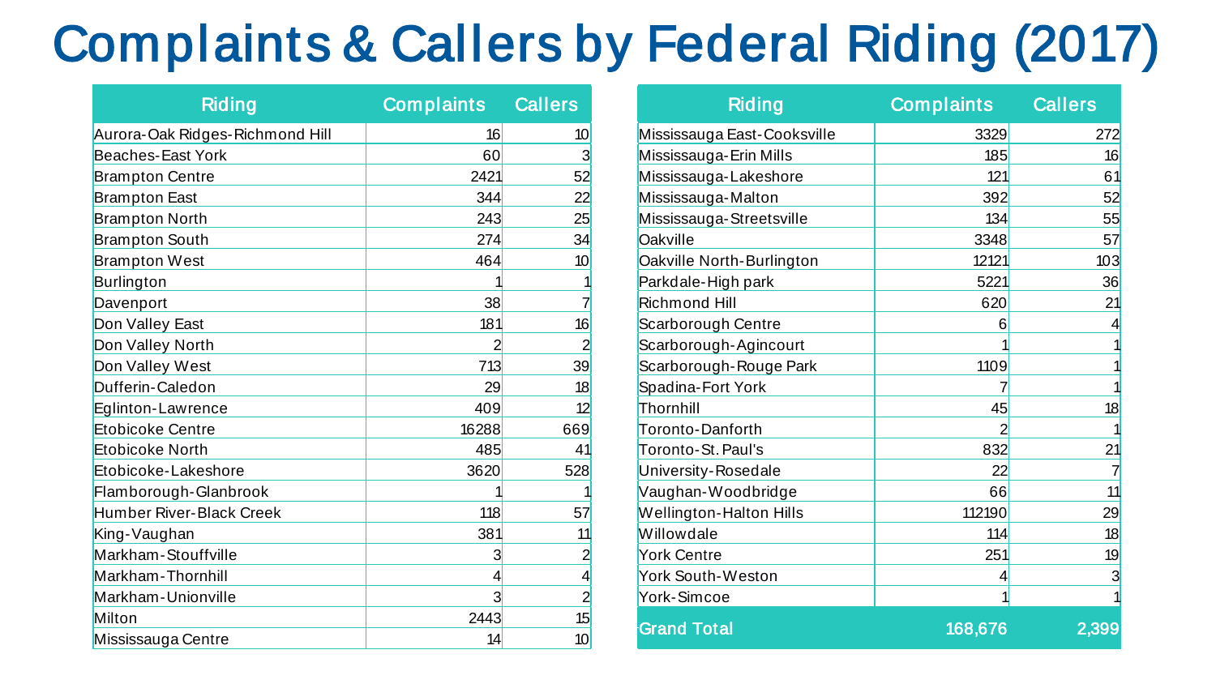# Complaints & Callers by Federal Riding (2017)

| Riding | Complaints | Callers |
|---|---|---|
| Aurora-Oak Ridges-Richmond Hill | 16 | 10 |
| Beaches-East York | 60 | 3 |
| Brampton Centre | 2421 | 52 |
| Brampton East | 344 | 22 |
| Brampton North | 243 | 25 |
| Brampton South | 274 | 34 |
| Brampton West | 464 | 10 |
| Burlington | 1 | 1 |
| Davenport | 38 | 7 |
| Don Valley East | 181 | 16 |
| Don Valley North | 2 | 2 |
| Don Valley West | 713 | 39 |
| Dufferin-Caledon | 29 | 18 |
| Eglinton-Lawrence | 409 | 12 |
| Etobicoke Centre | 16288 | 669 |
| Etobicoke North | 485 | 41 |
| Etobicoke-Lakeshore | 3620 | 528 |
| Flamborough-Glanbrook | 1 | 1 |
| Humber River-Black Creek | 118 | 57 |
| King-Vaughan | 381 | 11 |
| Markham-Stouffville | 3 | 2 |
| Markham-Thornhill | 4 | 4 |
| Markham-Unionville | 3 | 2 |
| Milton | 2443 | 15 |
| Mississauga Centre | 14 | 10 |

| Riding | Complaints | Callers |
|---|---|---|
| Mississauga East-Cooksville | 3329 | 272 |
| Mississauga-Erin Mills | 185 | 16 |
| Mississauga-Lakeshore | 121 | 61 |
| Mississauga-Malton | 392 | 52 |
| Mississauga-Streetsville | 134 | 55 |
| Oakville | 3348 | 57 |
| Oakville North-Burlington | 12121 | 103 |
| Parkdale-High park | 5221 | 36 |
| Richmond Hill | 620 | 21 |
| Scarborough Centre | 6 | 4 |
| Scarborough-Agincourt | 1 | 1 |
| Scarborough-Rouge Park | 1109 | 1 |
| Spadina-Fort York | 7 | 1 |
| Thornhill | 45 | 18 |
| Toronto-Danforth | 2 | 1 |
| Toronto-St. Paul's | 832 | 21 |
| University-Rosedale | 22 | 7 |
| Vaughan-Woodbridge | 66 | 11 |
| Wellington-Halton Hills | 112190 | 29 |
| Willowdale | 114 | 18 |
| York Centre | 251 | 19 |
| York South-Weston | 4 | 3 |
| York-Simcoe | 1 | 1 |
| **Grand Total** | **168,676** | **2,399** |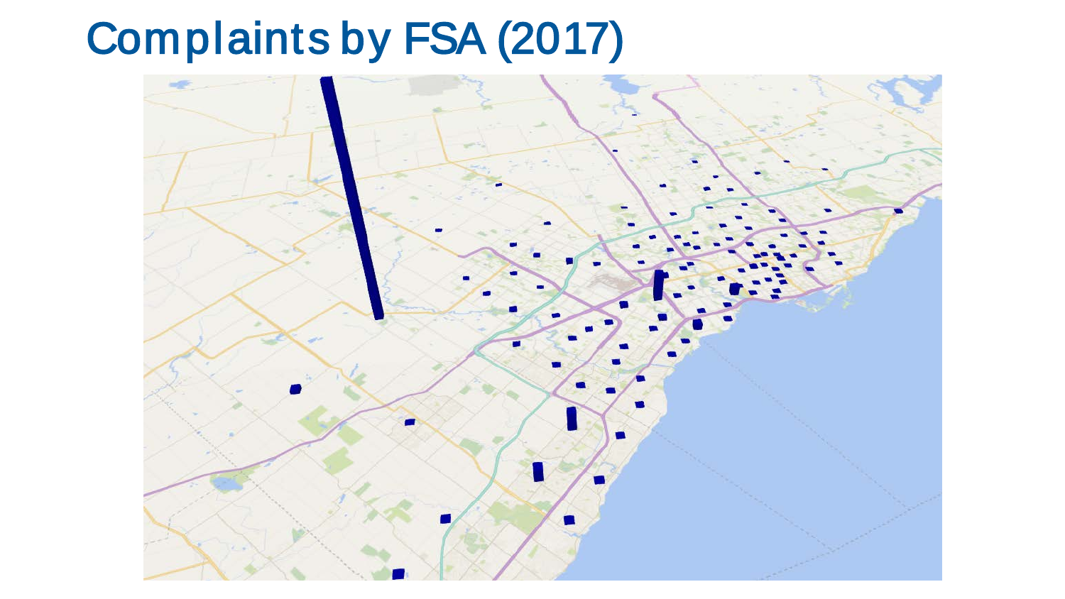# Complaints by FSA (2017)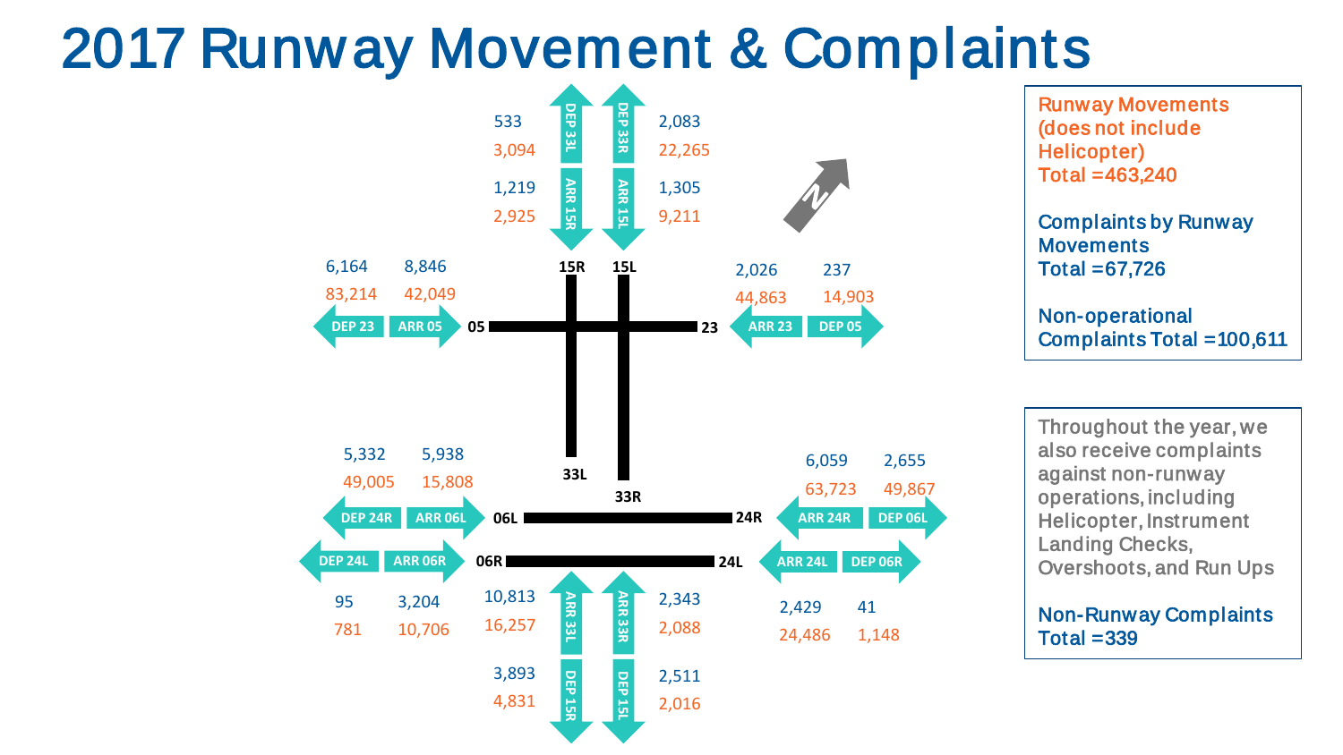# 2017 Runway Movement & Complaints

| Runway Operation | Runway Movements | Complaints |
| --- | --- | --- |
| DEP 33L | 533 | 3,094 |
| DEP 33R | 2,083 | 22,265 |
| ARR 15R | 1,219 | 2,925 |
| ARR 15L | 1,305 | 9,211 |
| DEP 23 | 6,164 | 83,214 |
| ARR 05 | 8,846 | 42,049 |
| ARR 23 | 2,026 | 44,863 |
| DEP 05 | 237 | 14,903 |
| DEP 24R | 5,332 | 49,005 |
| ARR 06L | 5,938 | 15,808 |
| ARR 24R | 6,059 | 63,723 |
| DEP 06L | 2,655 | 49,867 |
| DEP 24L | 95 | 781 |
| ARR 06R | 3,204 | 10,706 |
| ARR 24L | 2,429 | 24,486 |
| DEP 06R | 41 | 1,148 |
| ARR 33L | 10,813 | 16,257 |
| ARR 33R | 2,343 | 2,088 |
| DEP 15R | 3,893 | 4,831 |
| DEP 15L | 2,511 | 2,016 |

Runways: 15R/33L, 15L/33R, 05/23, 06L/24R, 06R/24L

N

Runway Movements (does not include Helicopter) Total =463,240

Complaints by Runway Movements Total =67,726

Non-operational Complaints Total =100,611

Throughout the year, we also receive complaints against non-runway operations, including Helicopter, Instrument Landing Checks, Overshoots, and Run Ups

Non-Runway Complaints Total =339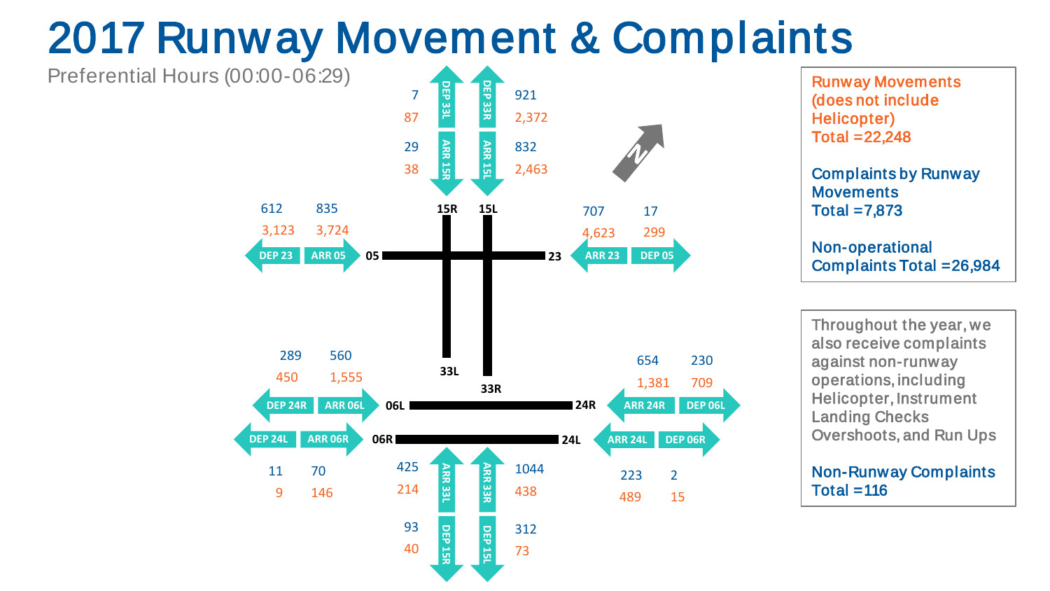# 2017 Runway Movement & Complaints

Preferential Hours (00:00-06:29)

| Runway Operation | Runway Movements | Complaints |
|---|---|---|
| DEP 33L | 7 | 87 |
| DEP 33R | 921 | 2,372 |
| ARR 15R | 29 | 38 |
| ARR 15L | 832 | 2,463 |
| DEP 23 | 612 | 3,123 |
| ARR 05 | 835 | 3,724 |
| ARR 23 | 707 | 4,623 |
| DEP 05 | 17 | 299 |
| DEP 24R | 289 | 450 |
| ARR 06L | 560 | 1,555 |
| ARR 24R | 654 | 1,381 |
| DEP 06L | 230 | 709 |
| DEP 24L | 11 | 9 |
| ARR 06R | 70 | 146 |
| ARR 24L | 223 | 489 |
| DEP 06R | 2 | 15 |
| ARR 33L | 425 | 214 |
| ARR 33R | 1044 | 438 |
| DEP 15R | 93 | 40 |
| DEP 15L | 312 | 73 |

Runways: 15R/33L, 15L/33R, 05/23, 06L/24R, 06R/24L

N

Runway Movements (does not include Helicopter) Total =22,248

Complaints by Runway Movements Total =7,873

Non-operational Complaints Total =26,984

Throughout the year, we also receive complaints against non-runway operations, including Helicopter, Instrument Landing Checks Overshoots, and Run Ups

Non-Runway Complaints Total =116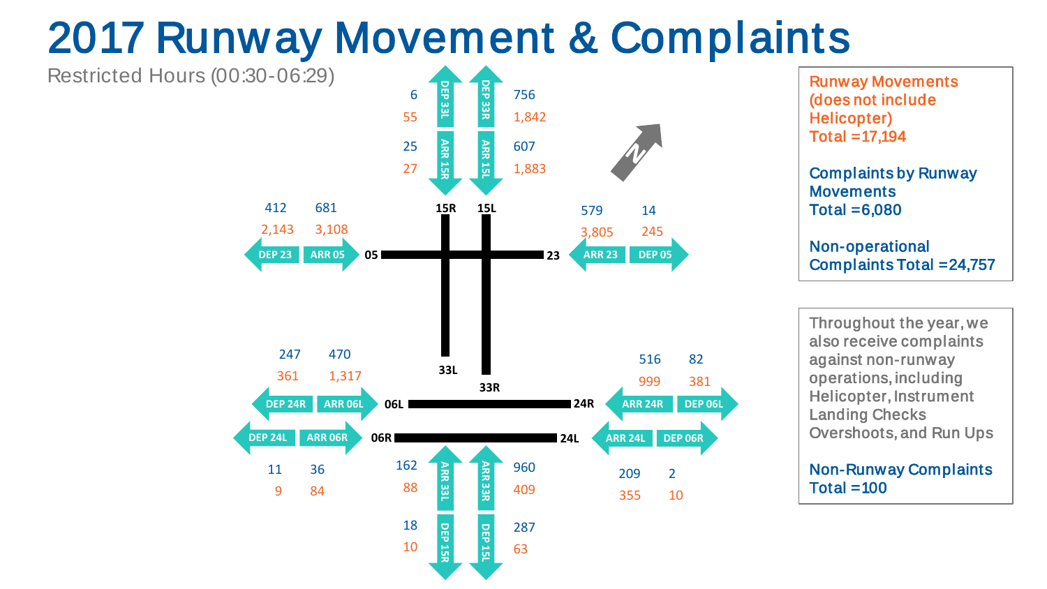# 2017 Runway Movement & Complaints

Restricted Hours (00:30-06:29)

| Direction | Runway Movements | Complaints |
|---|---|---|
| DEP 33L | 6 | 55 |
| ARR 15R | 25 | 27 |
| DEP 33R | 756 | 1,842 |
| ARR 15L | 607 | 1,883 |
| DEP 23 | 412 | 2,143 |
| ARR 05 | 681 | 3,108 |
| ARR 23 | 579 | 3,805 |
| DEP 05 | 14 | 245 |
| DEP 24R | 247 | 361 |
| ARR 06L | 470 | 1,317 |
| ARR 24R | 516 | 999 |
| DEP 06L | 82 | 381 |
| DEP 24L | 11 | 9 |
| ARR 06R | 36 | 84 |
| ARR 24L | 209 | 355 |
| DEP 06R | 2 | 10 |
| ARR 33L | 162 | 88 |
| ARR 33R | 960 | 409 |
| DEP 15R | 18 | 10 |
| DEP 15L | 287 | 63 |

Runway Movements (does not include Helicopter) Total = 17,194

Complaints by Runway Movements Total = 6,080

Non-operational Complaints Total = 24,757

Throughout the year, we also receive complaints against non-runway operations, including Helicopter, Instrument Landing Checks Overshoots, and Run Ups

Non-Runway Complaints Total = 100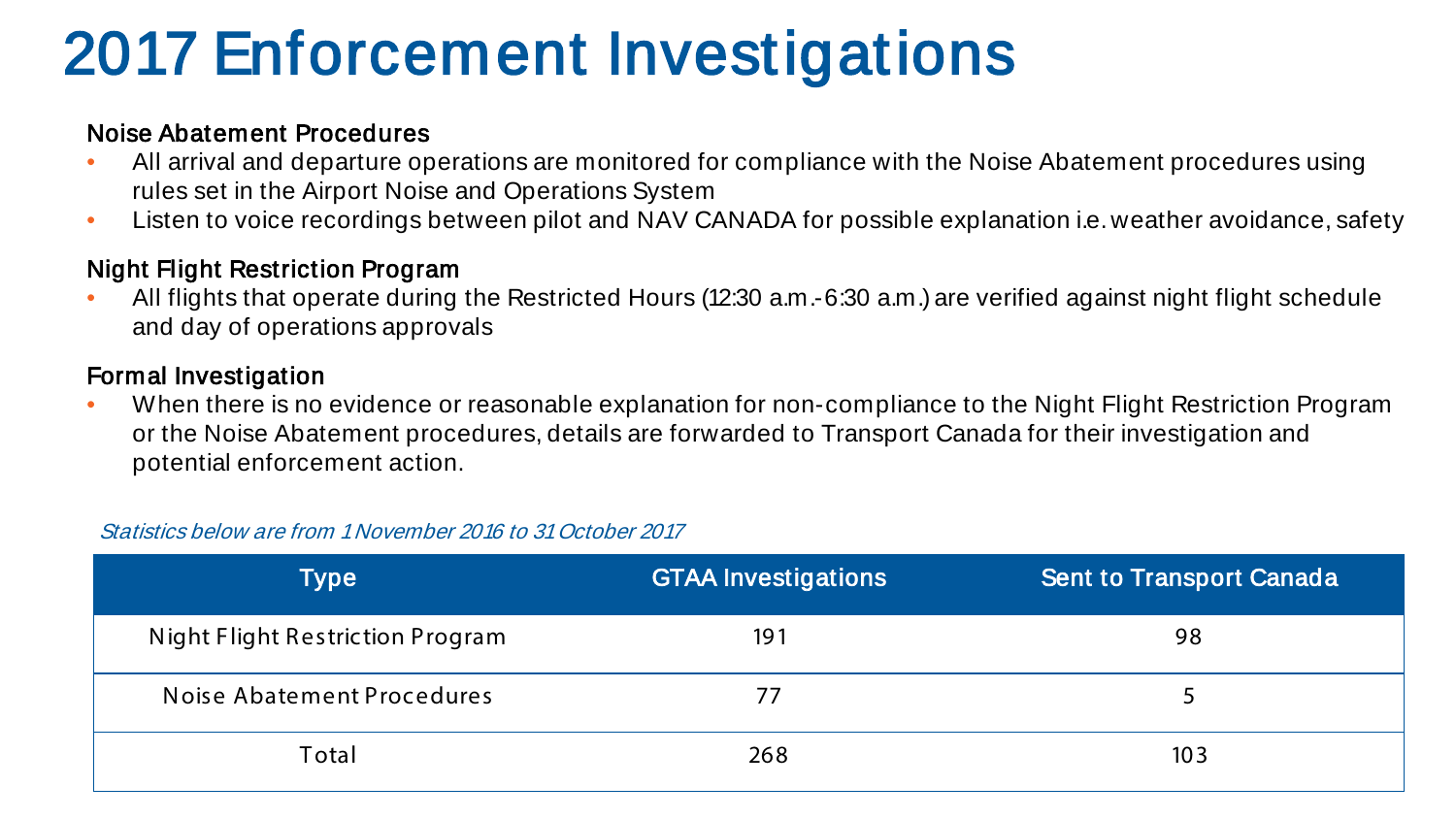# 2017 Enforcement Investigations

### Noise Abatement Procedures

- All arrival and departure operations are monitored for compliance with the Noise Abatement procedures using rules set in the Airport Noise and Operations System
- Listen to voice recordings between pilot and NAV CANADA for possible explanation i.e. weather avoidance, safety

### Night Flight Restriction Program

- All flights that operate during the Restricted Hours (12:30 a.m.-6:30 a.m.) are verified against night flight schedule and day of operations approvals

### Formal Investigation

- When there is no evidence or reasonable explanation for non-compliance to the Night Flight Restriction Program or the Noise Abatement procedures, details are forwarded to Transport Canada for their investigation and potential enforcement action.

*Statistics below are from 1 November 2016 to 31 October 2017*

| Type | GTAA Investigations | Sent to Transport Canada |
| --- | --- | --- |
| Night Flight Restriction Program | 191 | 98 |
| Noise Abatement Procedures | 77 | 5 |
| Total | 268 | 103 |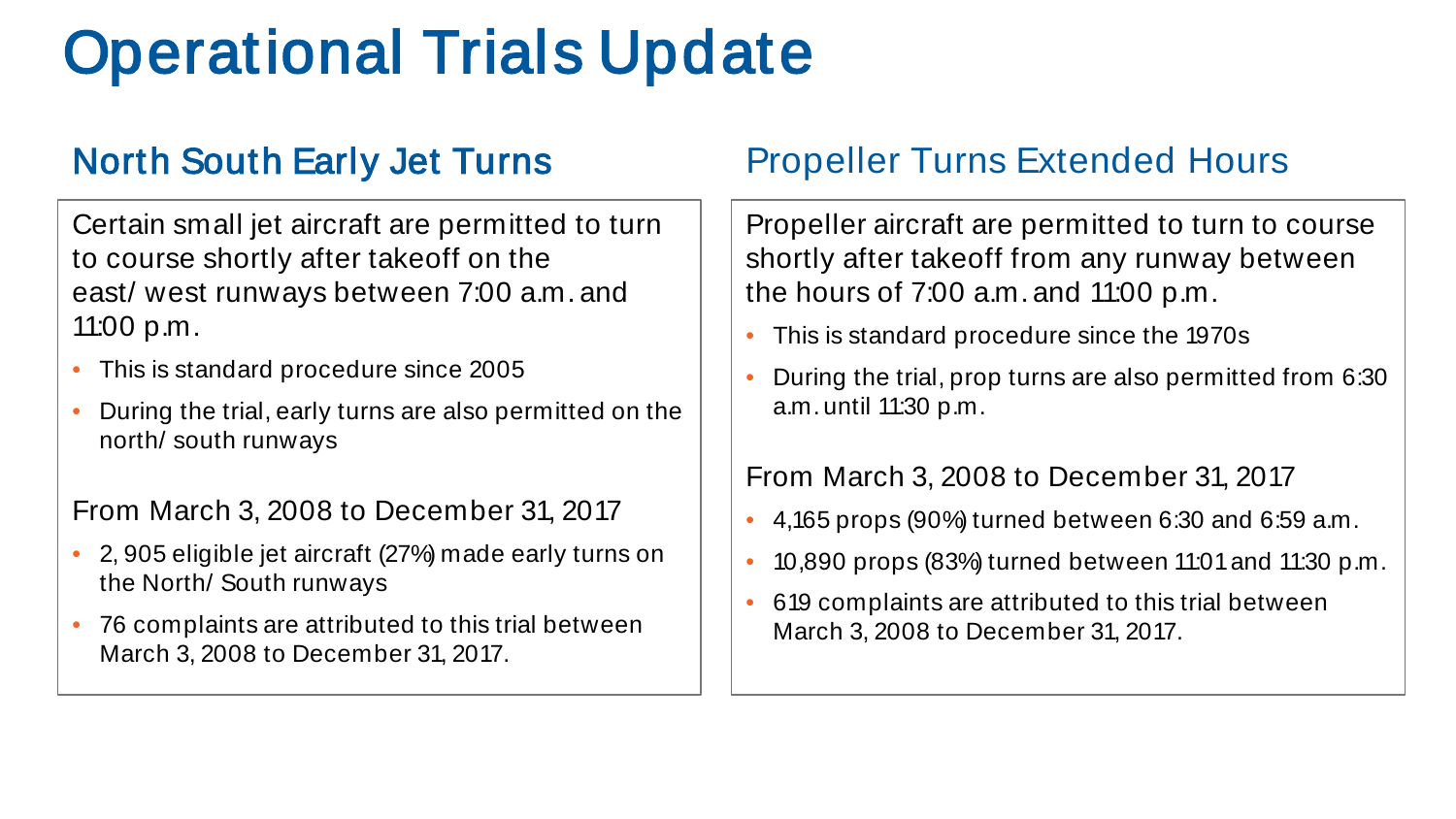# Operational Trials Update

## North South Early Jet Turns

Certain small jet aircraft are permitted to turn to course shortly after takeoff on the east/ west runways between 7:00 a.m. and 11:00 p.m.

- This is standard procedure since 2005
- During the trial, early turns are also permitted on the north/ south runways

From March 3, 2008 to December 31, 2017

- 2, 905 eligible jet aircraft (27%) made early turns on the North/ South runways
- 76 complaints are attributed to this trial between March 3, 2008 to December 31, 2017.

## Propeller Turns Extended Hours

Propeller aircraft are permitted to turn to course shortly after takeoff from any runway between the hours of 7:00 a.m. and 11:00 p.m.

- This is standard procedure since the 1970s
- During the trial, prop turns are also permitted from 6:30 a.m. until 11:30 p.m.

From March 3, 2008 to December 31, 2017

- 4,165 props (90%) turned between 6:30 and 6:59 a.m.
- 10,890 props (83%) turned between 11:01 and 11:30 p.m.
- 619 complaints are attributed to this trial between March 3, 2008 to December 31, 2017.